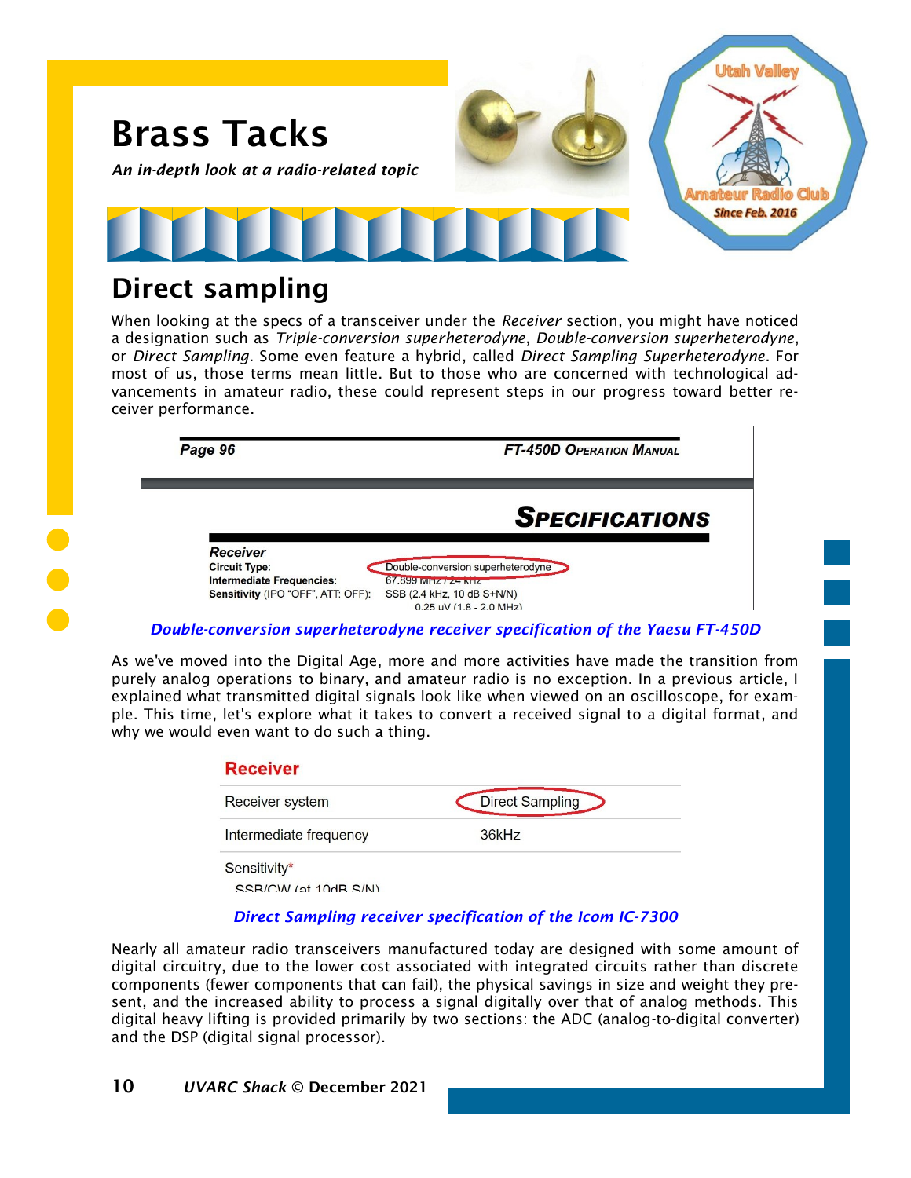# Brass Tacks

*An in-depth look at a radio-related topic*

## Direct sampling

When looking at the specs of a transceiver under the *Receiver* section, you might have noticed a designation such as *Triple-conversion superheterodyne*, *Double-conversion superheterodyne*, or *Direct Sampling*. Some even feature a hybrid, called *Direct Sampling Superheterodyne*. For most of us, those terms mean little. But to those who are concerned with technological advancements in amateur radio, these could represent steps in our progress toward better receiver performance.

***Double-conversion superheterodyne receiver specification of the Yaesu FT-450D***

As we've moved into the Digital Age, more and more activities have made the transition from purely analog operations to binary, and amateur radio is no exception. In a previous article, I explained what transmitted digital signals look like when viewed on an oscilloscope, for example. This time, let's explore what it takes to convert a received signal to a digital format, and why we would even want to do such a thing.

***Direct Sampling receiver specification of the Icom IC-7300***

Nearly all amateur radio transceivers manufactured today are designed with some amount of digital circuitry, due to the lower cost associated with integrated circuits rather than discrete components (fewer components that can fail), the physical savings in size and weight they present, and the increased ability to process a signal digitally over that of analog methods. This digital heavy lifting is provided primarily by two sections: the ADC (analog-to-digital converter) and the DSP (digital signal processor).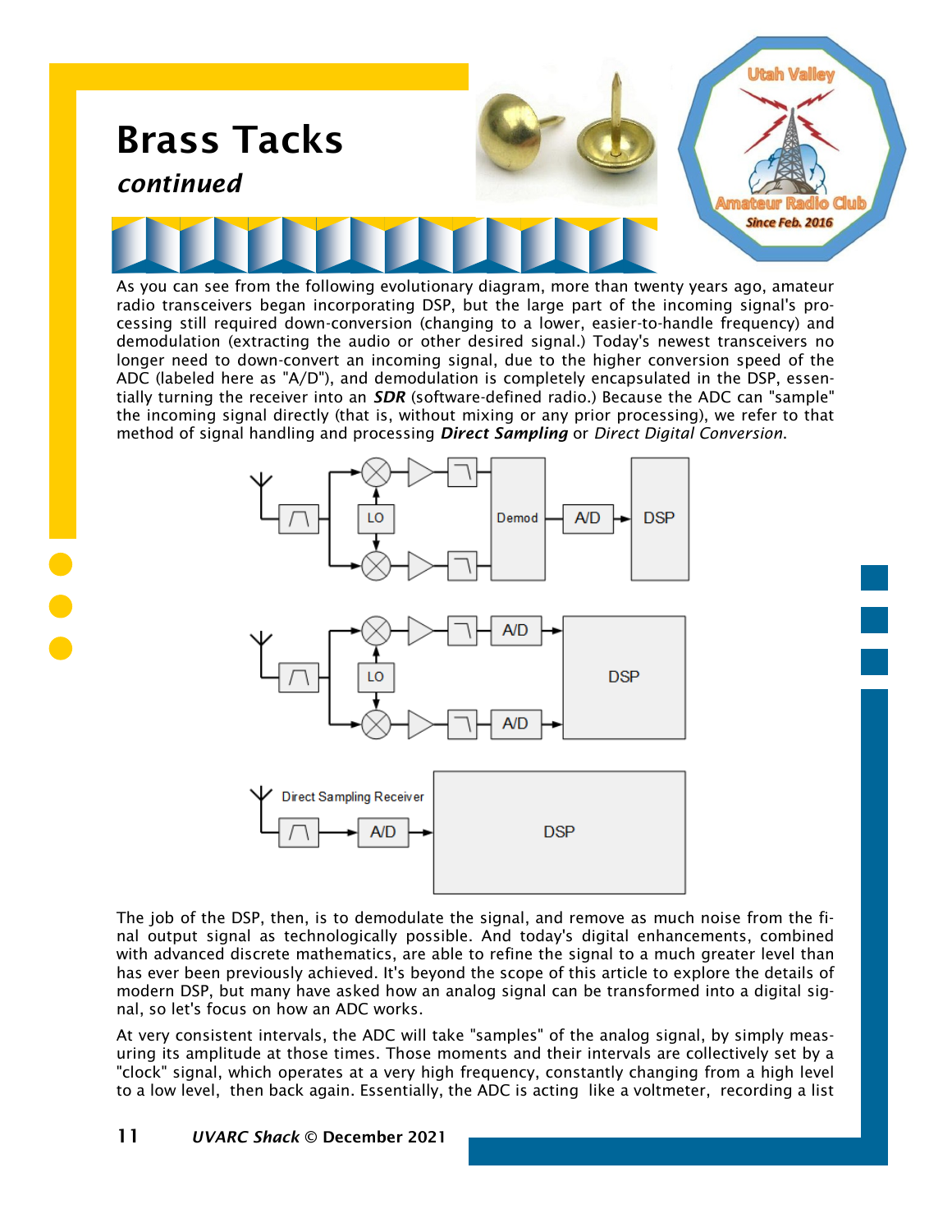# Brass Tacks

*continued*

As you can see from the following evolutionary diagram, more than twenty years ago, amateur radio transceivers began incorporating DSP, but the large part of the incoming signal's processing still required down-conversion (changing to a lower, easier-to-handle frequency) and demodulation (extracting the audio or other desired signal.) Today's newest transceivers no longer need to down-convert an incoming signal, due to the higher conversion speed of the ADC (labeled here as "A/D"), and demodulation is completely encapsulated in the DSP, essentially turning the receiver into an ***SDR*** (software-defined radio.) Because the ADC can "sample" the incoming signal directly (that is, without mixing or any prior processing), we refer to that method of signal handling and processing ***Direct Sampling*** or *Direct Digital Conversion*.

The job of the DSP, then, is to demodulate the signal, and remove as much noise from the final output signal as technologically possible. And today's digital enhancements, combined with advanced discrete mathematics, are able to refine the signal to a much greater level than has ever been previously achieved. It's beyond the scope of this article to explore the details of modern DSP, but many have asked how an analog signal can be transformed into a digital signal, so let's focus on how an ADC works.

At very consistent intervals, the ADC will take "samples" of the analog signal, by simply measuring its amplitude at those times. Those moments and their intervals are collectively set by a "clock" signal, which operates at a very high frequency, constantly changing from a high level to a low level, then back again. Essentially, the ADC is acting like a voltmeter, recording a list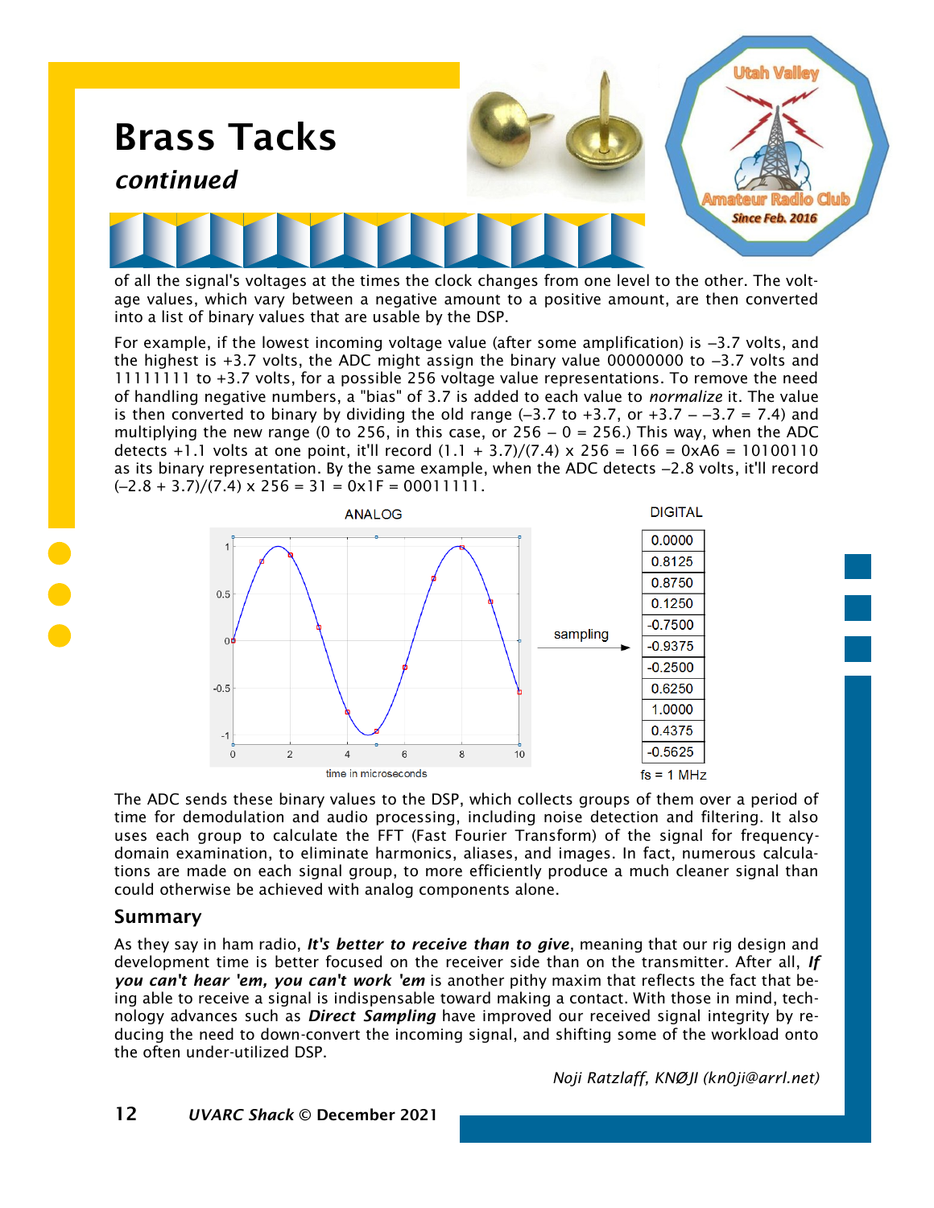# Brass Tacks

*continued*

of all the signal's voltages at the times the clock changes from one level to the other. The voltage values, which vary between a negative amount to a positive amount, are then converted into a list of binary values that are usable by the DSP.

For example, if the lowest incoming voltage value (after some amplification) is –3.7 volts, and the highest is +3.7 volts, the ADC might assign the binary value 00000000 to –3.7 volts and 11111111 to +3.7 volts, for a possible 256 voltage value representations. To remove the need of handling negative numbers, a "bias" of 3.7 is added to each value to *normalize* it. The value is then converted to binary by dividing the old range (–3.7 to +3.7, or +3.7 – –3.7 = 7.4) and multiplying the new range (0 to 256, in this case, or 256 – 0 = 256.) This way, when the ADC detects +1.1 volts at one point, it'll record (1.1 + 3.7)/(7.4) x 256 = 166 = 0xA6 = 10100110 as its binary representation. By the same example, when the ADC detects –2.8 volts, it'll record (–2.8 + 3.7)/(7.4) x 256 = 31 = 0x1F = 00011111.

ANALOG

1
0.5
0
-0.5
-1
0 2 4 6 8 10
time in microseconds

sampling

DIGITAL

0.0000
0.8125
0.8750
0.1250
-0.7500
-0.9375
-0.2500
0.6250
1.0000
0.4375
-0.5625

fs = 1 MHz

The ADC sends these binary values to the DSP, which collects groups of them over a period of time for demodulation and audio processing, including noise detection and filtering. It also uses each group to calculate the FFT (Fast Fourier Transform) of the signal for frequency-domain examination, to eliminate harmonics, aliases, and images. In fact, numerous calculations are made on each signal group, to more efficiently produce a much cleaner signal than could otherwise be achieved with analog components alone.

## Summary

As they say in ham radio, ***It's better to receive than to give***, meaning that our rig design and development time is better focused on the receiver side than on the transmitter. After all, ***If you can't hear 'em, you can't work 'em*** is another pithy maxim that reflects the fact that being able to receive a signal is indispensable toward making a contact. With those in mind, technology advances such as ***Direct Sampling*** have improved our received signal integrity by reducing the need to down-convert the incoming signal, and shifting some of the workload onto the often under-utilized DSP.

*Noji Ratzlaff, KNØJI (kn0ji@arrl.net)*